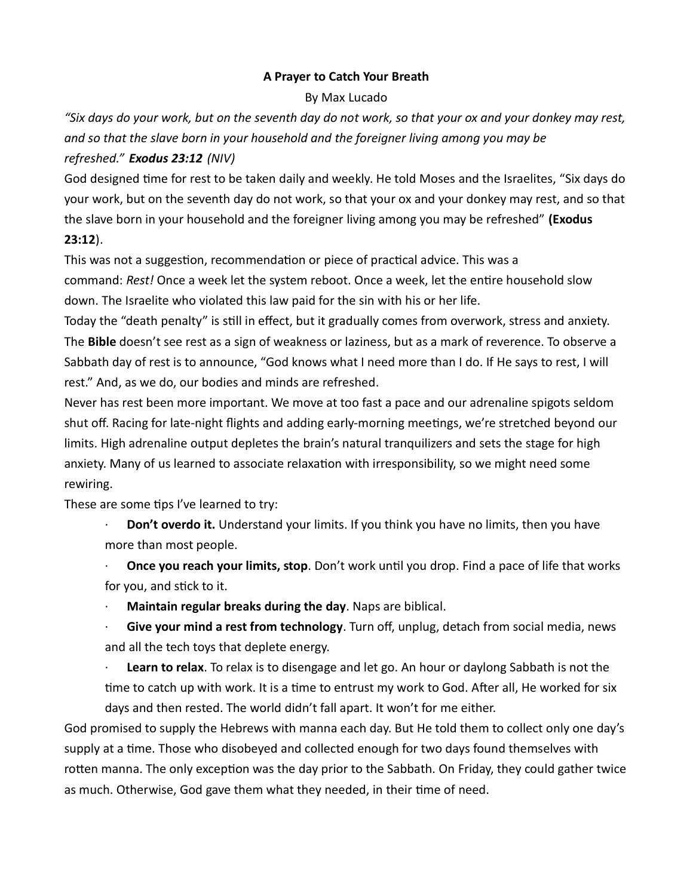**A Prayer to Catch Your Breath**

By Max Lucado

*"Six days do your work, but on the seventh day do not work, so that your ox and your donkey may rest, and so that the slave born in your household and the foreigner living among you may be refreshed." **Exodus 23:12** (NIV)*

God designed time for rest to be taken daily and weekly. He told Moses and the Israelites, "Six days do your work, but on the seventh day do not work, so that your ox and your donkey may rest, and so that the slave born in your household and the foreigner living among you may be refreshed" **(Exodus 23:12**).

This was not a suggestion, recommendation or piece of practical advice. This was a command: *Rest!* Once a week let the system reboot. Once a week, let the entire household slow down. The Israelite who violated this law paid for the sin with his or her life.

Today the "death penalty" is still in effect, but it gradually comes from overwork, stress and anxiety. The **Bible** doesn't see rest as a sign of weakness or laziness, but as a mark of reverence. To observe a Sabbath day of rest is to announce, "God knows what I need more than I do. If He says to rest, I will rest." And, as we do, our bodies and minds are refreshed.

Never has rest been more important. We move at too fast a pace and our adrenaline spigots seldom shut off. Racing for late-night flights and adding early-morning meetings, we're stretched beyond our limits. High adrenaline output depletes the brain's natural tranquilizers and sets the stage for high anxiety. Many of us learned to associate relaxation with irresponsibility, so we might need some rewiring.

These are some tips I've learned to try:

- **Don't overdo it.** Understand your limits. If you think you have no limits, then you have more than most people.
- **Once you reach your limits, stop**. Don't work until you drop. Find a pace of life that works for you, and stick to it.
- **Maintain regular breaks during the day**. Naps are biblical.
- **Give your mind a rest from technology**. Turn off, unplug, detach from social media, news and all the tech toys that deplete energy.
- **Learn to relax**. To relax is to disengage and let go. An hour or daylong Sabbath is not the time to catch up with work. It is a time to entrust my work to God. After all, He worked for six days and then rested. The world didn't fall apart. It won't for me either.

God promised to supply the Hebrews with manna each day. But He told them to collect only one day's supply at a time. Those who disobeyed and collected enough for two days found themselves with rotten manna. The only exception was the day prior to the Sabbath. On Friday, they could gather twice as much. Otherwise, God gave them what they needed, in their time of need.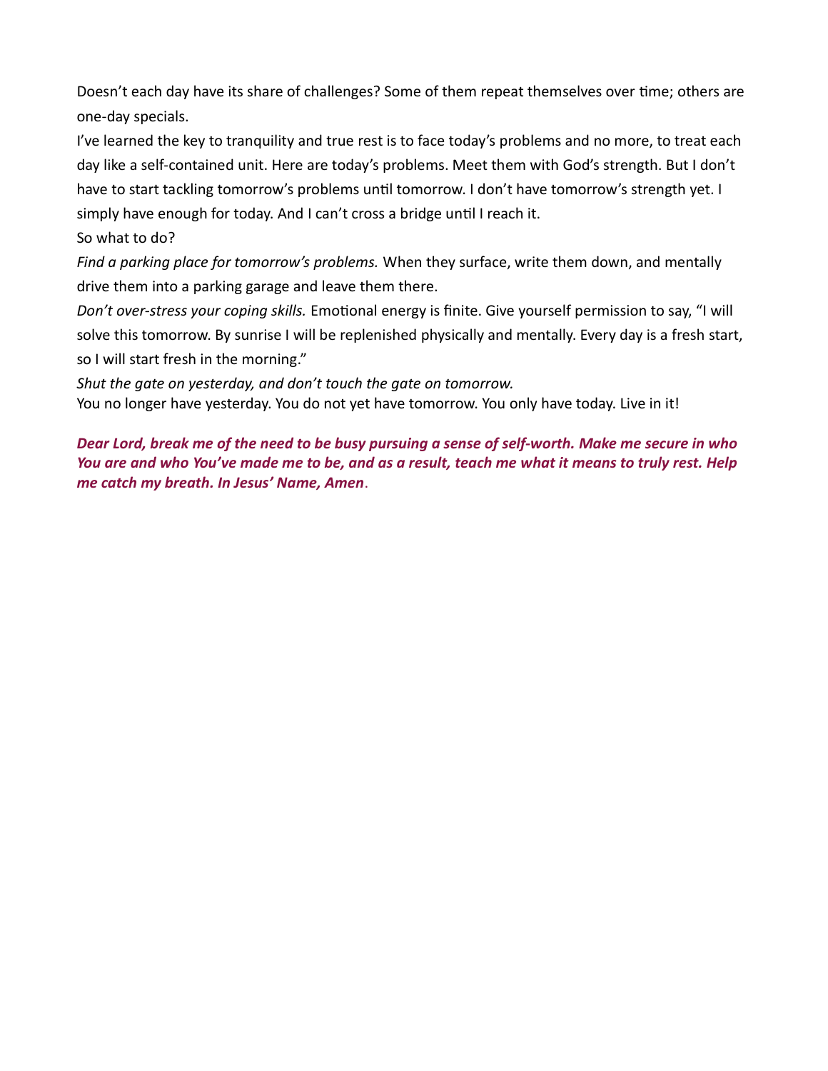Doesn't each day have its share of challenges? Some of them repeat themselves over time; others are one-day specials.

I've learned the key to tranquility and true rest is to face today's problems and no more, to treat each day like a self-contained unit. Here are today's problems. Meet them with God's strength. But I don't have to start tackling tomorrow's problems until tomorrow. I don't have tomorrow's strength yet. I simply have enough for today. And I can't cross a bridge until I reach it.

So what to do?

*Find a parking place for tomorrow's problems.* When they surface, write them down, and mentally drive them into a parking garage and leave them there.

*Don't over-stress your coping skills.* Emotional energy is finite. Give yourself permission to say, "I will solve this tomorrow. By sunrise I will be replenished physically and mentally. Every day is a fresh start, so I will start fresh in the morning."

*Shut the gate on yesterday, and don't touch the gate on tomorrow.*

You no longer have yesterday. You do not yet have tomorrow. You only have today. Live in it!

***Dear Lord, break me of the need to be busy pursuing a sense of self-worth. Make me secure in who You are and who You've made me to be, and as a result, teach me what it means to truly rest. Help me catch my breath. In Jesus' Name, Amen***.